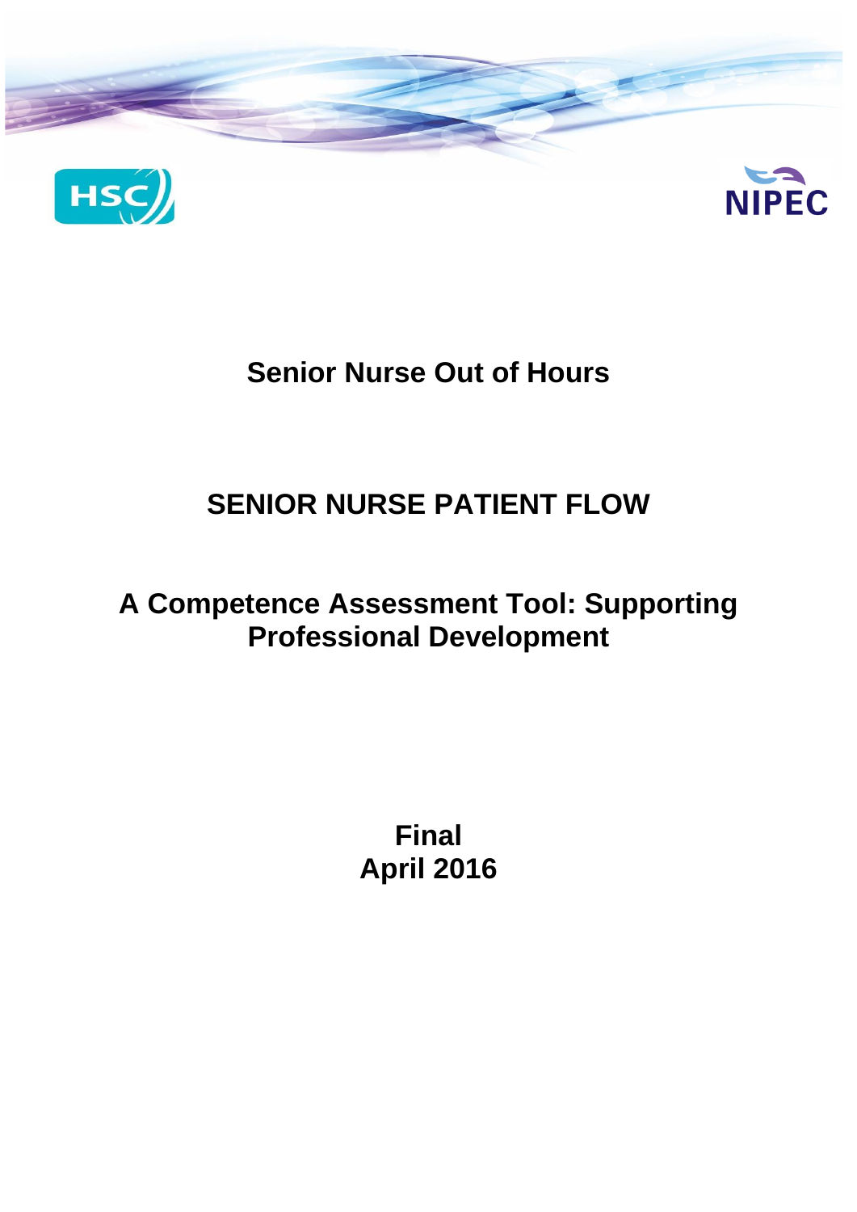HSC

NIPEC

# Senior Nurse Out of Hours

# SENIOR NURSE PATIENT FLOW

# A Competence Assessment Tool: Supporting Professional Development

**Final**
**April 2016**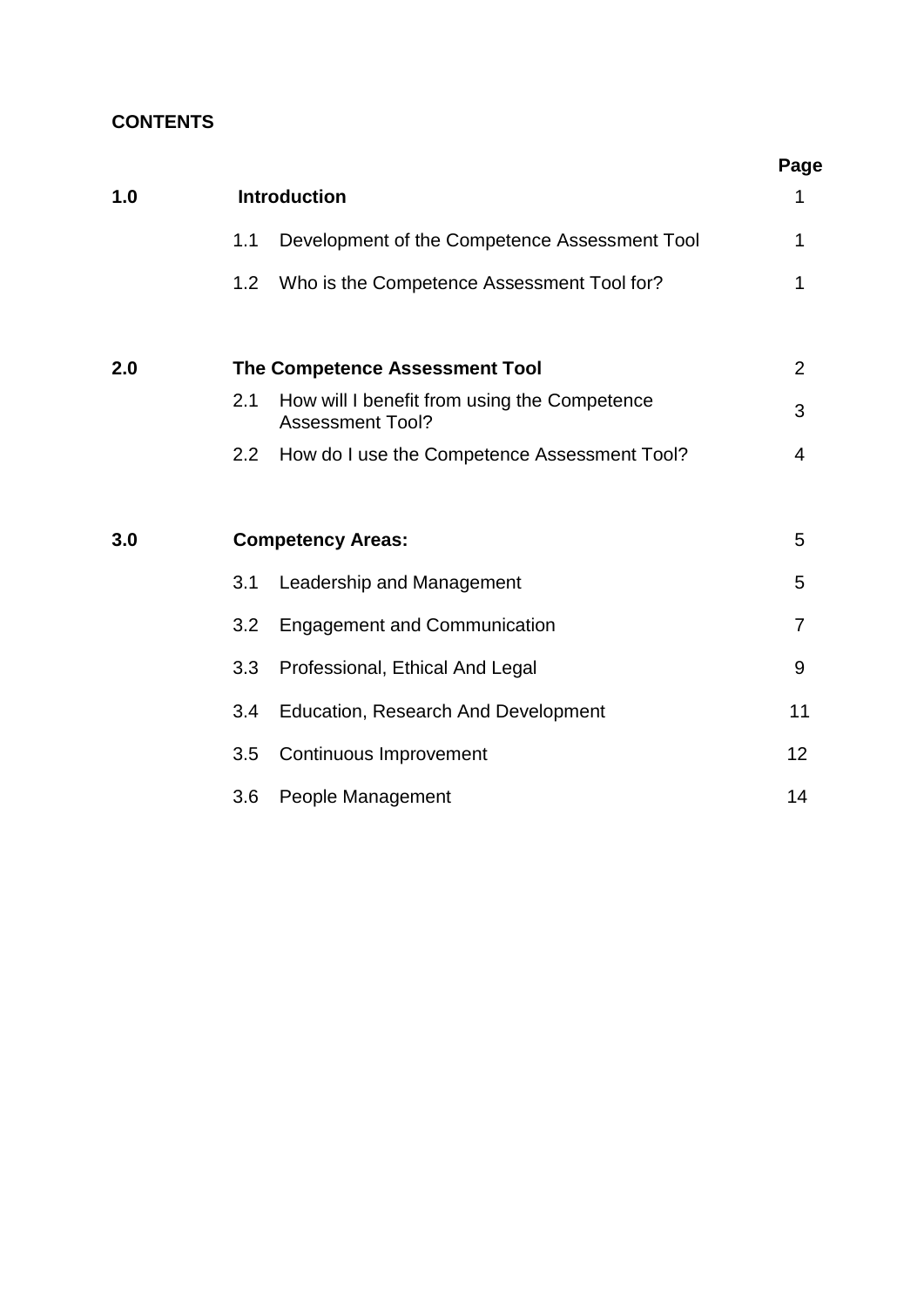**CONTENTS**

| | | | Page |
|---|---|---|---|
| **1.0** | **Introduction** | | 1 |
| | 1.1 | Development of the Competence Assessment Tool | 1 |
| | 1.2 | Who is the Competence Assessment Tool for? | 1 |
| **2.0** | **The Competence Assessment Tool** | | 2 |
| | 2.1 | How will I benefit from using the Competence Assessment Tool? | 3 |
| | 2.2 | How do I use the Competence Assessment Tool? | 4 |
| **3.0** | **Competency Areas:** | | 5 |
| | 3.1 | Leadership and Management | 5 |
| | 3.2 | Engagement and Communication | 7 |
| | 3.3 | Professional, Ethical And Legal | 9 |
| | 3.4 | Education, Research And Development | 11 |
| | 3.5 | Continuous Improvement | 12 |
| | 3.6 | People Management | 14 |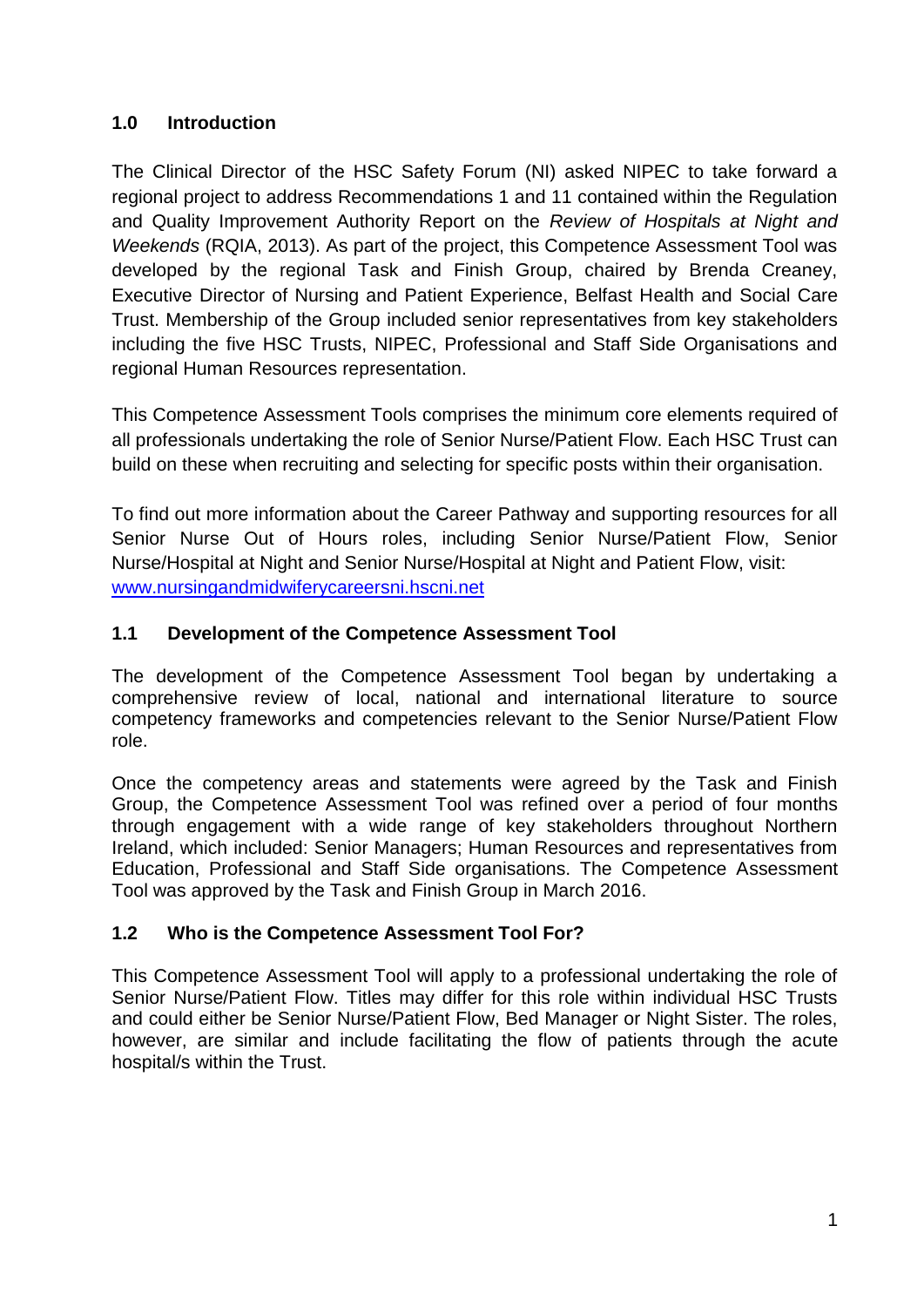## 1.0 Introduction

The Clinical Director of the HSC Safety Forum (NI) asked NIPEC to take forward a regional project to address Recommendations 1 and 11 contained within the Regulation and Quality Improvement Authority Report on the *Review of Hospitals at Night and Weekends* (RQIA, 2013). As part of the project, this Competence Assessment Tool was developed by the regional Task and Finish Group, chaired by Brenda Creaney, Executive Director of Nursing and Patient Experience, Belfast Health and Social Care Trust. Membership of the Group included senior representatives from key stakeholders including the five HSC Trusts, NIPEC, Professional and Staff Side Organisations and regional Human Resources representation.

This Competence Assessment Tools comprises the minimum core elements required of all professionals undertaking the role of Senior Nurse/Patient Flow. Each HSC Trust can build on these when recruiting and selecting for specific posts within their organisation.

To find out more information about the Career Pathway and supporting resources for all Senior Nurse Out of Hours roles, including Senior Nurse/Patient Flow, Senior Nurse/Hospital at Night and Senior Nurse/Hospital at Night and Patient Flow, visit: [www.nursingandmidwiferycareersni.hscni.net](http://www.nursingandmidwiferycareersni.hscni.net)

### 1.1 Development of the Competence Assessment Tool

The development of the Competence Assessment Tool began by undertaking a comprehensive review of local, national and international literature to source competency frameworks and competencies relevant to the Senior Nurse/Patient Flow role.

Once the competency areas and statements were agreed by the Task and Finish Group, the Competence Assessment Tool was refined over a period of four months through engagement with a wide range of key stakeholders throughout Northern Ireland, which included: Senior Managers; Human Resources and representatives from Education, Professional and Staff Side organisations. The Competence Assessment Tool was approved by the Task and Finish Group in March 2016.

### 1.2 Who is the Competence Assessment Tool For?

This Competence Assessment Tool will apply to a professional undertaking the role of Senior Nurse/Patient Flow. Titles may differ for this role within individual HSC Trusts and could either be Senior Nurse/Patient Flow, Bed Manager or Night Sister. The roles, however, are similar and include facilitating the flow of patients through the acute hospital/s within the Trust.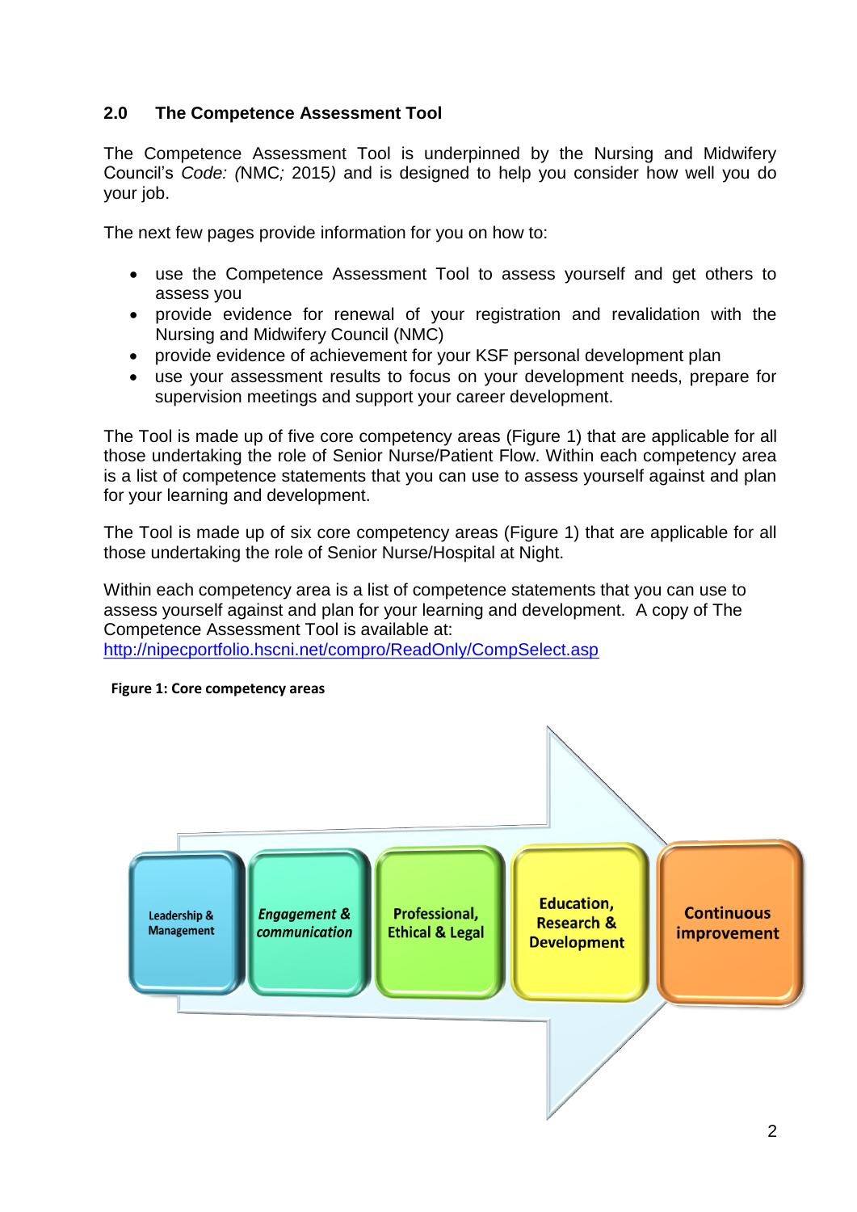## 2.0 The Competence Assessment Tool

The Competence Assessment Tool is underpinned by the Nursing and Midwifery Council's *Code: (*NMC*;* 2015*)* and is designed to help you consider how well you do your job.

The next few pages provide information for you on how to:

- use the Competence Assessment Tool to assess yourself and get others to assess you
- provide evidence for renewal of your registration and revalidation with the Nursing and Midwifery Council (NMC)
- provide evidence of achievement for your KSF personal development plan
- use your assessment results to focus on your development needs, prepare for supervision meetings and support your career development.

The Tool is made up of five core competency areas (Figure 1) that are applicable for all those undertaking the role of Senior Nurse/Patient Flow. Within each competency area is a list of competence statements that you can use to assess yourself against and plan for your learning and development.

The Tool is made up of six core competency areas (Figure 1) that are applicable for all those undertaking the role of Senior Nurse/Hospital at Night.

Within each competency area is a list of competence statements that you can use to assess yourself against and plan for your learning and development. A copy of The Competence Assessment Tool is available at:
http://nipecportfolio.hscni.net/compro/ReadOnly/CompSelect.asp

**Figure 1: Core competency areas**

Leadership & Management → *Engagement & communication* → Professional, Ethical & Legal → Education, Research & Development → Continuous improvement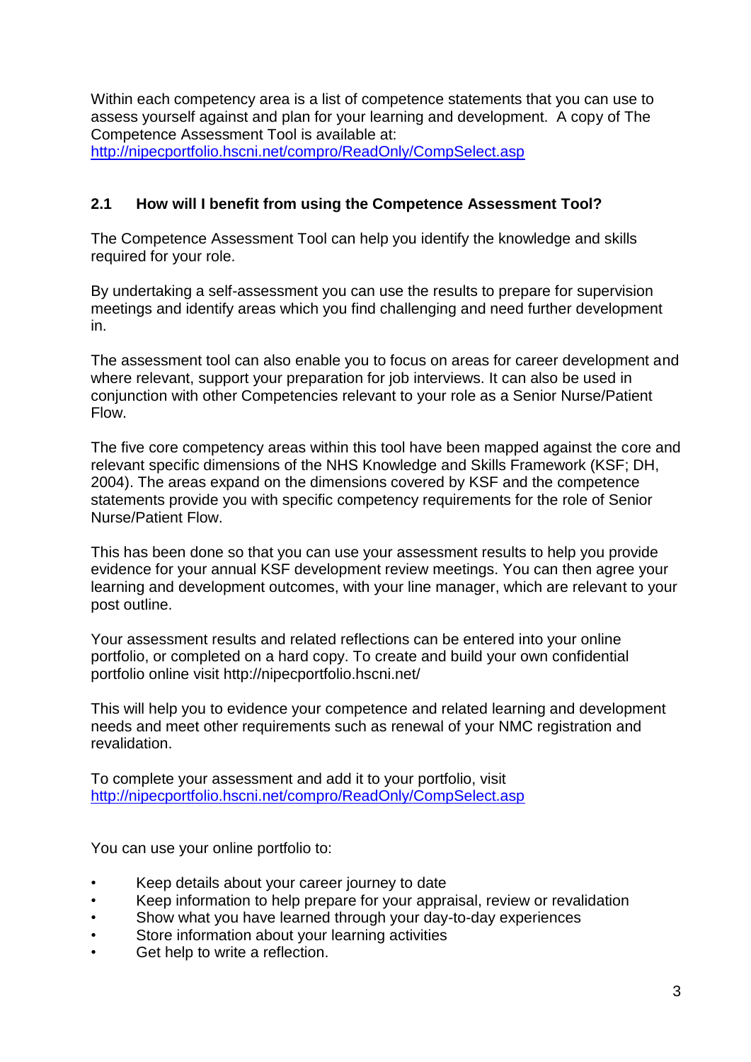Within each competency area is a list of competence statements that you can use to assess yourself against and plan for your learning and development. A copy of The Competence Assessment Tool is available at: http://nipecportfolio.hscni.net/compro/ReadOnly/CompSelect.asp

## 2.1 How will I benefit from using the Competence Assessment Tool?

The Competence Assessment Tool can help you identify the knowledge and skills required for your role.

By undertaking a self-assessment you can use the results to prepare for supervision meetings and identify areas which you find challenging and need further development in.

The assessment tool can also enable you to focus on areas for career development and where relevant, support your preparation for job interviews. It can also be used in conjunction with other Competencies relevant to your role as a Senior Nurse/Patient Flow.

The five core competency areas within this tool have been mapped against the core and relevant specific dimensions of the NHS Knowledge and Skills Framework (KSF; DH, 2004). The areas expand on the dimensions covered by KSF and the competence statements provide you with specific competency requirements for the role of Senior Nurse/Patient Flow.

This has been done so that you can use your assessment results to help you provide evidence for your annual KSF development review meetings. You can then agree your learning and development outcomes, with your line manager, which are relevant to your post outline.

Your assessment results and related reflections can be entered into your online portfolio, or completed on a hard copy. To create and build your own confidential portfolio online visit http://nipecportfolio.hscni.net/

This will help you to evidence your competence and related learning and development needs and meet other requirements such as renewal of your NMC registration and revalidation.

To complete your assessment and add it to your portfolio, visit http://nipecportfolio.hscni.net/compro/ReadOnly/CompSelect.asp

You can use your online portfolio to:

- Keep details about your career journey to date
- Keep information to help prepare for your appraisal, review or revalidation
- Show what you have learned through your day-to-day experiences
- Store information about your learning activities
- Get help to write a reflection.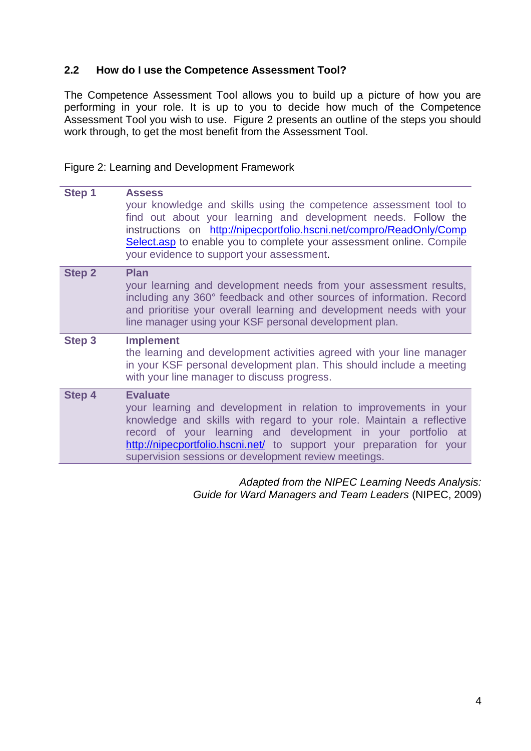### 2.2 How do I use the Competence Assessment Tool?

The Competence Assessment Tool allows you to build up a picture of how you are performing in your role. It is up to you to decide how much of the Competence Assessment Tool you wish to use. Figure 2 presents an outline of the steps you should work through, to get the most benefit from the Assessment Tool.

Figure 2: Learning and Development Framework

| | |
|---|---|
| **Step 1** | **Assess** your knowledge and skills using the competence assessment tool to find out about your learning and development needs. Follow the instructions on http://nipecportfolio.hscni.net/compro/ReadOnly/CompSelect.asp to enable you to complete your assessment online. Compile your evidence to support your assessment. |
| **Step 2** | **Plan** your learning and development needs from your assessment results, including any 360° feedback and other sources of information. Record and prioritise your overall learning and development needs with your line manager using your KSF personal development plan. |
| **Step 3** | **Implement** the learning and development activities agreed with your line manager in your KSF personal development plan. This should include a meeting with your line manager to discuss progress. |
| **Step 4** | **Evaluate** your learning and development in relation to improvements in your knowledge and skills with regard to your role. Maintain a reflective record of your learning and development in your portfolio at http://nipecportfolio.hscni.net/ to support your preparation for your supervision sessions or development review meetings. |

*Adapted from the NIPEC Learning Needs Analysis: Guide for Ward Managers and Team Leaders* (NIPEC, 2009)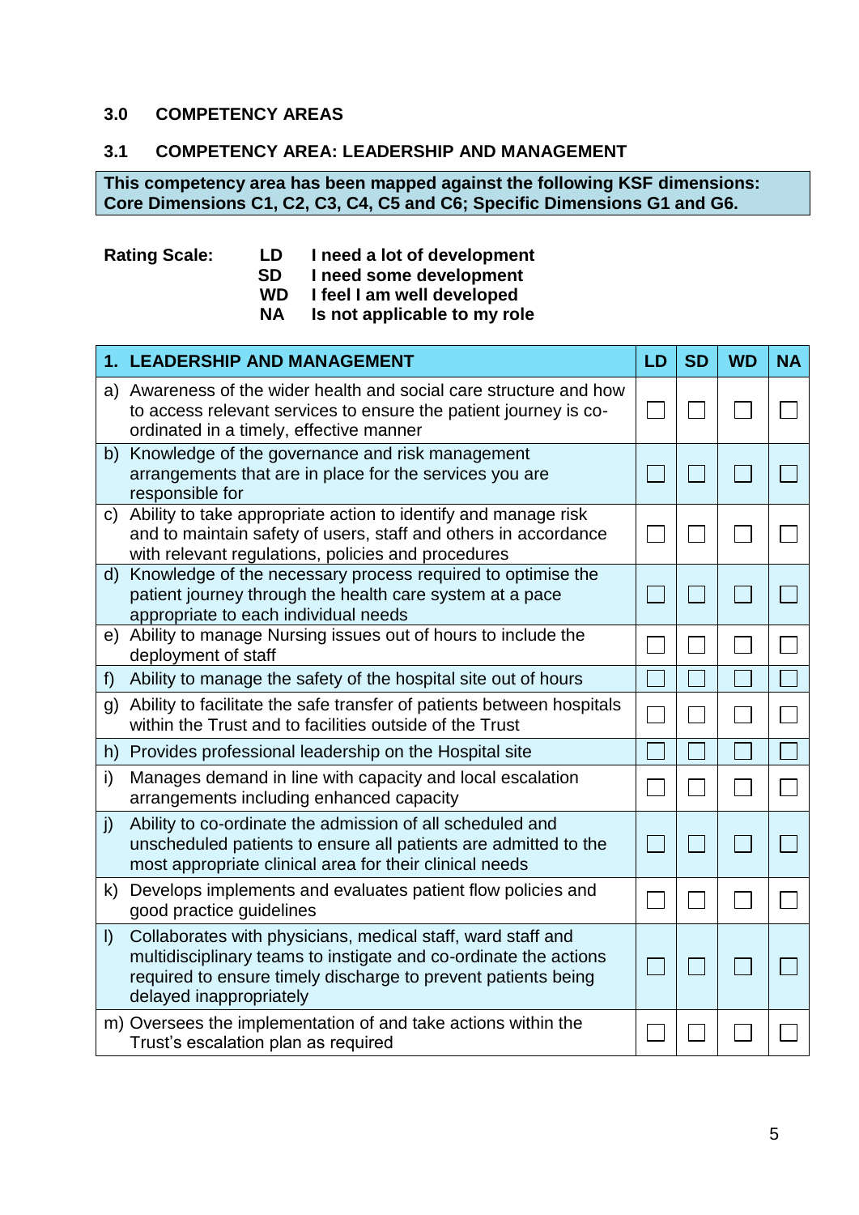## 3.0 COMPETENCY AREAS

### 3.1 COMPETENCY AREA: LEADERSHIP AND MANAGEMENT

**This competency area has been mapped against the following KSF dimensions: Core Dimensions C1, C2, C3, C4, C5 and C6; Specific Dimensions G1 and G6.**

**Rating Scale:**

- **LD** I need a lot of development
- **SD** I need some development
- **WD** I feel I am well developed
- **NA** Is not applicable to my role

| 1. LEADERSHIP AND MANAGEMENT | LD | SD | WD | NA |
|---|---|---|---|---|
| a) Awareness of the wider health and social care structure and how to access relevant services to ensure the patient journey is co-ordinated in a timely, effective manner | ☐ | ☐ | ☐ | ☐ |
| b) Knowledge of the governance and risk management arrangements that are in place for the services you are responsible for | ☐ | ☐ | ☐ | ☐ |
| c) Ability to take appropriate action to identify and manage risk and to maintain safety of users, staff and others in accordance with relevant regulations, policies and procedures | ☐ | ☐ | ☐ | ☐ |
| d) Knowledge of the necessary process required to optimise the patient journey through the health care system at a pace appropriate to each individual needs | ☐ | ☐ | ☐ | ☐ |
| e) Ability to manage Nursing issues out of hours to include the deployment of staff | ☐ | ☐ | ☐ | ☐ |
| f) Ability to manage the safety of the hospital site out of hours | ☐ | ☐ | ☐ | ☐ |
| g) Ability to facilitate the safe transfer of patients between hospitals within the Trust and to facilities outside of the Trust | ☐ | ☐ | ☐ | ☐ |
| h) Provides professional leadership on the Hospital site | ☐ | ☐ | ☐ | ☐ |
| i) Manages demand in line with capacity and local escalation arrangements including enhanced capacity | ☐ | ☐ | ☐ | ☐ |
| j) Ability to co-ordinate the admission of all scheduled and unscheduled patients to ensure all patients are admitted to the most appropriate clinical area for their clinical needs | ☐ | ☐ | ☐ | ☐ |
| k) Develops implements and evaluates patient flow policies and good practice guidelines | ☐ | ☐ | ☐ | ☐ |
| l) Collaborates with physicians, medical staff, ward staff and multidisciplinary teams to instigate and co-ordinate the actions required to ensure timely discharge to prevent patients being delayed inappropriately | ☐ | ☐ | ☐ | ☐ |
| m) Oversees the implementation of and take actions within the Trust's escalation plan as required | ☐ | ☐ | ☐ | ☐ |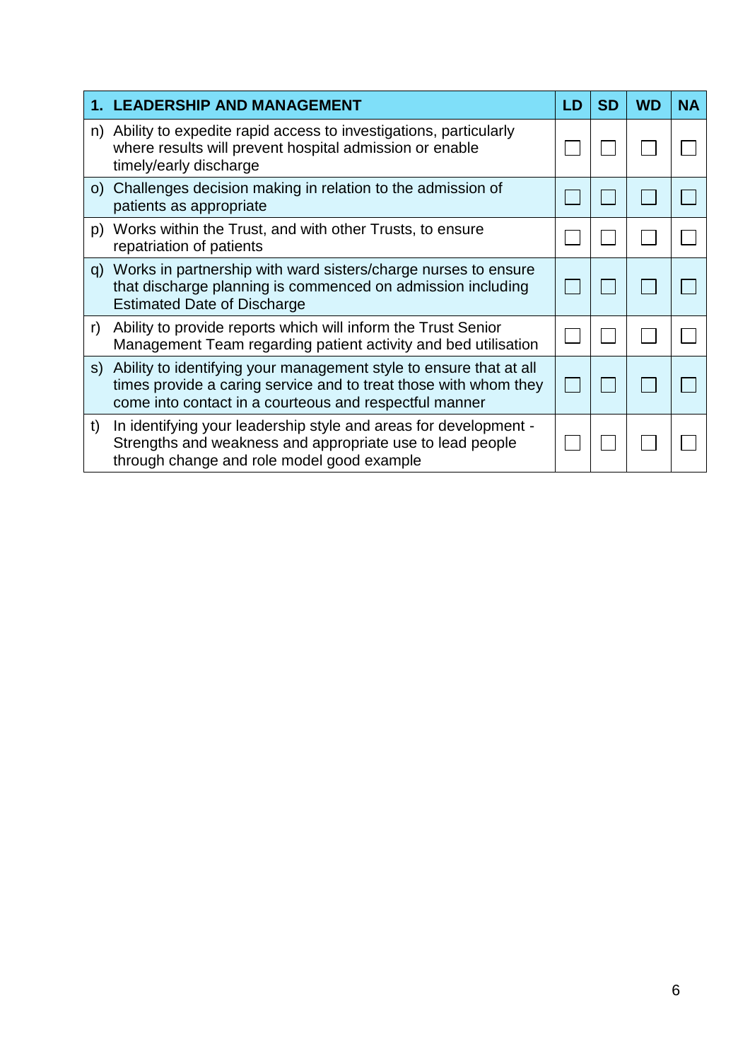| 1. LEADERSHIP AND MANAGEMENT | LD | SD | WD | NA |
|---|---|---|---|---|
| n) Ability to expedite rapid access to investigations, particularly where results will prevent hospital admission or enable timely/early discharge | ☐ | ☐ | ☐ | ☐ |
| o) Challenges decision making in relation to the admission of patients as appropriate | ☐ | ☐ | ☐ | ☐ |
| p) Works within the Trust, and with other Trusts, to ensure repatriation of patients | ☐ | ☐ | ☐ | ☐ |
| q) Works in partnership with ward sisters/charge nurses to ensure that discharge planning is commenced on admission including Estimated Date of Discharge | ☐ | ☐ | ☐ | ☐ |
| r) Ability to provide reports which will inform the Trust Senior Management Team regarding patient activity and bed utilisation | ☐ | ☐ | ☐ | ☐ |
| s) Ability to identifying your management style to ensure that at all times provide a caring service and to treat those with whom they come into contact in a courteous and respectful manner | ☐ | ☐ | ☐ | ☐ |
| t) In identifying your leadership style and areas for development - Strengths and weakness and appropriate use to lead people through change and role model good example | ☐ | ☐ | ☐ | ☐ |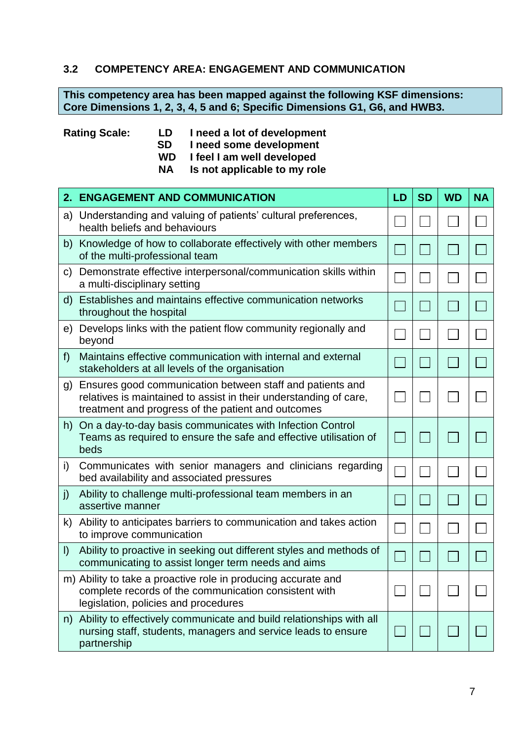### 3.2 COMPETENCY AREA: ENGAGEMENT AND COMMUNICATION

**This competency area has been mapped against the following KSF dimensions: Core Dimensions 1, 2, 3, 4, 5 and 6; Specific Dimensions G1, G6, and HWB3.**

**Rating Scale:**

- **LD** I need a lot of development
- **SD** I need some development
- **WD** I feel I am well developed
- **NA** Is not applicable to my role

| 2. ENGAGEMENT AND COMMUNICATION | LD | SD | WD | NA |
|---|---|---|---|---|
| a) Understanding and valuing of patients' cultural preferences, health beliefs and behaviours | ☐ | ☐ | ☐ | ☐ |
| b) Knowledge of how to collaborate effectively with other members of the multi-professional team | ☐ | ☐ | ☐ | ☐ |
| c) Demonstrate effective interpersonal/communication skills within a multi-disciplinary setting | ☐ | ☐ | ☐ | ☐ |
| d) Establishes and maintains effective communication networks throughout the hospital | ☐ | ☐ | ☐ | ☐ |
| e) Develops links with the patient flow community regionally and beyond | ☐ | ☐ | ☐ | ☐ |
| f) Maintains effective communication with internal and external stakeholders at all levels of the organisation | ☐ | ☐ | ☐ | ☐ |
| g) Ensures good communication between staff and patients and relatives is maintained to assist in their understanding of care, treatment and progress of the patient and outcomes | ☐ | ☐ | ☐ | ☐ |
| h) On a day-to-day basis communicates with Infection Control Teams as required to ensure the safe and effective utilisation of beds | ☐ | ☐ | ☐ | ☐ |
| i) Communicates with senior managers and clinicians regarding bed availability and associated pressures | ☐ | ☐ | ☐ | ☐ |
| j) Ability to challenge multi-professional team members in an assertive manner | ☐ | ☐ | ☐ | ☐ |
| k) Ability to anticipates barriers to communication and takes action to improve communication | ☐ | ☐ | ☐ | ☐ |
| l) Ability to proactive in seeking out different styles and methods of communicating to assist longer term needs and aims | ☐ | ☐ | ☐ | ☐ |
| m) Ability to take a proactive role in producing accurate and complete records of the communication consistent with legislation, policies and procedures | ☐ | ☐ | ☐ | ☐ |
| n) Ability to effectively communicate and build relationships with all nursing staff, students, managers and service leads to ensure partnership | ☐ | ☐ | ☐ | ☐ |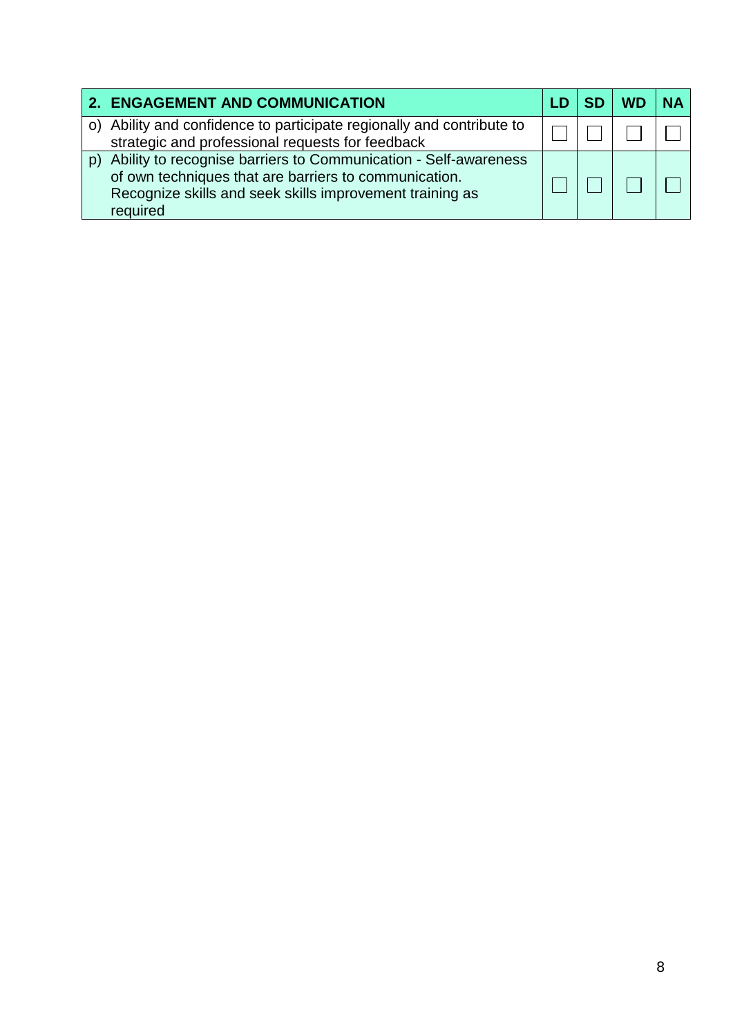| 2. ENGAGEMENT AND COMMUNICATION | LD | SD | WD | NA |
|---|---|---|---|---|
| o) Ability and confidence to participate regionally and contribute to strategic and professional requests for feedback | ☐ | ☐ | ☐ | ☐ |
| p) Ability to recognise barriers to Communication - Self-awareness of own techniques that are barriers to communication. Recognize skills and seek skills improvement training as required | ☐ | ☐ | ☐ | ☐ |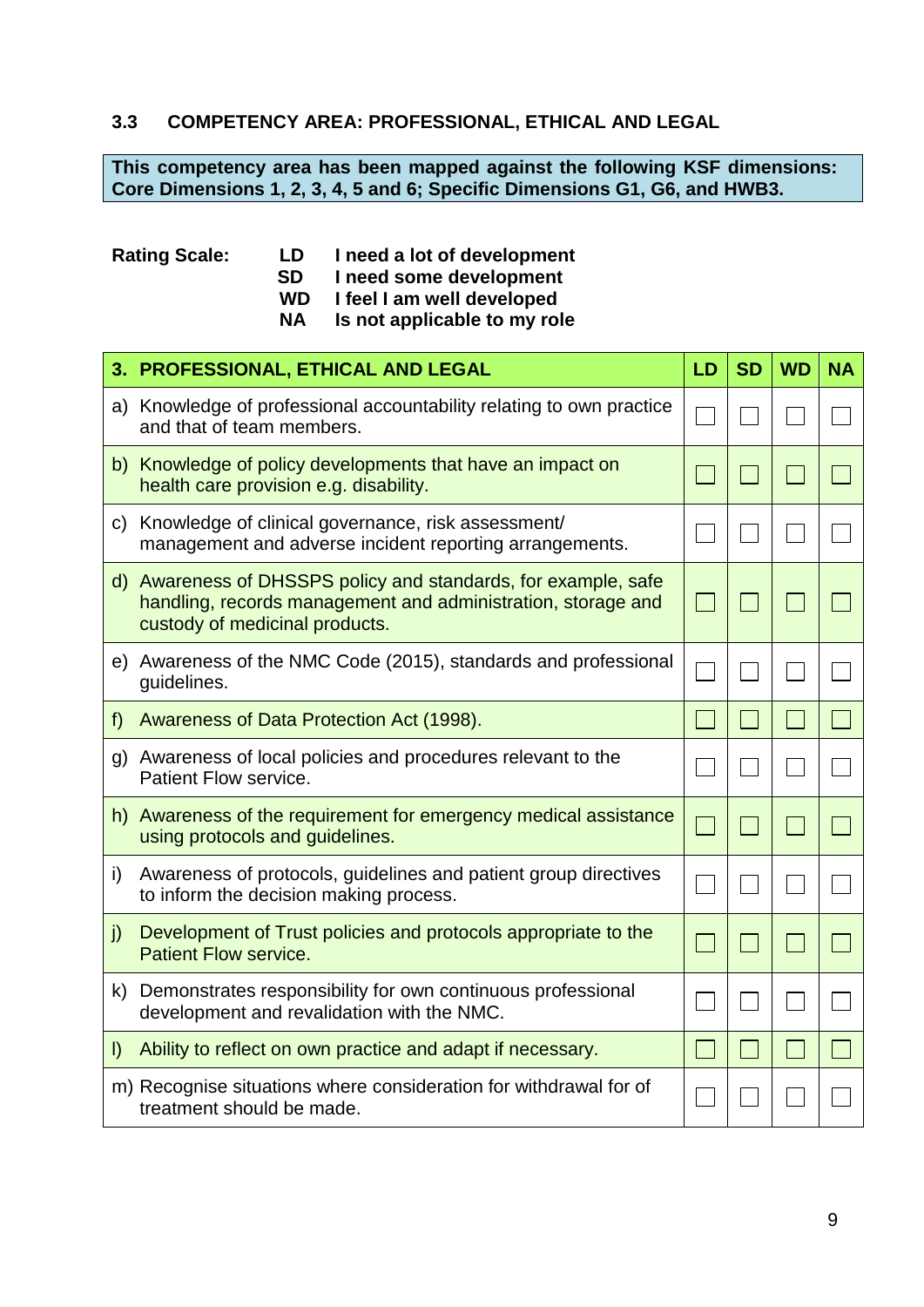### 3.3 COMPETENCY AREA: PROFESSIONAL, ETHICAL AND LEGAL

**This competency area has been mapped against the following KSF dimensions: Core Dimensions 1, 2, 3, 4, 5 and 6; Specific Dimensions G1, G6, and HWB3.**

**Rating Scale:**

| | |
|---|---|
| **LD** | **I need a lot of development** |
| **SD** | **I need some development** |
| **WD** | **I feel I am well developed** |
| **NA** | **Is not applicable to my role** |

| 3. PROFESSIONAL, ETHICAL AND LEGAL | LD | SD | WD | NA |
|---|---|---|---|---|
| a) Knowledge of professional accountability relating to own practice and that of team members. | ☐ | ☐ | ☐ | ☐ |
| b) Knowledge of policy developments that have an impact on health care provision e.g. disability. | ☐ | ☐ | ☐ | ☐ |
| c) Knowledge of clinical governance, risk assessment/ management and adverse incident reporting arrangements. | ☐ | ☐ | ☐ | ☐ |
| d) Awareness of DHSSPS policy and standards, for example, safe handling, records management and administration, storage and custody of medicinal products. | ☐ | ☐ | ☐ | ☐ |
| e) Awareness of the NMC Code (2015), standards and professional guidelines. | ☐ | ☐ | ☐ | ☐ |
| f) Awareness of Data Protection Act (1998). | ☐ | ☐ | ☐ | ☐ |
| g) Awareness of local policies and procedures relevant to the Patient Flow service. | ☐ | ☐ | ☐ | ☐ |
| h) Awareness of the requirement for emergency medical assistance using protocols and guidelines. | ☐ | ☐ | ☐ | ☐ |
| i) Awareness of protocols, guidelines and patient group directives to inform the decision making process. | ☐ | ☐ | ☐ | ☐ |
| j) Development of Trust policies and protocols appropriate to the Patient Flow service. | ☐ | ☐ | ☐ | ☐ |
| k) Demonstrates responsibility for own continuous professional development and revalidation with the NMC. | ☐ | ☐ | ☐ | ☐ |
| l) Ability to reflect on own practice and adapt if necessary. | ☐ | ☐ | ☐ | ☐ |
| m) Recognise situations where consideration for withdrawal for of treatment should be made. | ☐ | ☐ | ☐ | ☐ |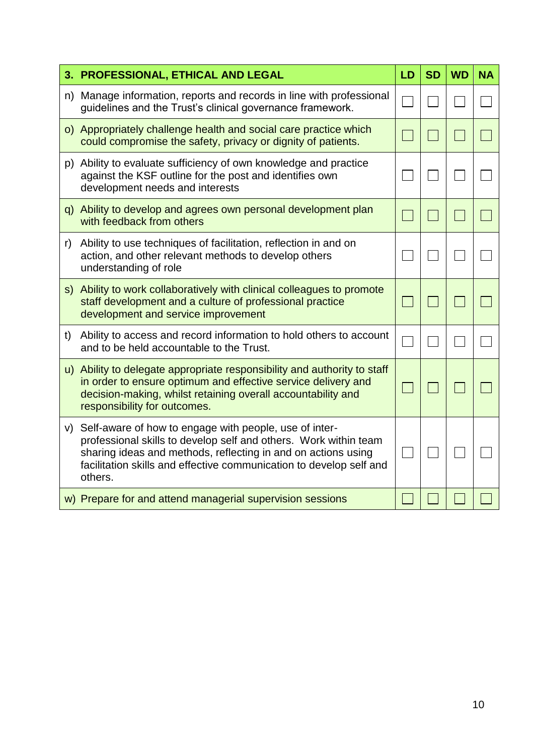| 3. PROFESSIONAL, ETHICAL AND LEGAL | LD | SD | WD | NA |
|---|---|---|---|---|
| n) Manage information, reports and records in line with professional guidelines and the Trust's clinical governance framework. | ☐ | ☐ | ☐ | ☐ |
| o) Appropriately challenge health and social care practice which could compromise the safety, privacy or dignity of patients. | ☐ | ☐ | ☐ | ☐ |
| p) Ability to evaluate sufficiency of own knowledge and practice against the KSF outline for the post and identifies own development needs and interests | ☐ | ☐ | ☐ | ☐ |
| q) Ability to develop and agrees own personal development plan with feedback from others | ☐ | ☐ | ☐ | ☐ |
| r) Ability to use techniques of facilitation, reflection in and on action, and other relevant methods to develop others understanding of role | ☐ | ☐ | ☐ | ☐ |
| s) Ability to work collaboratively with clinical colleagues to promote staff development and a culture of professional practice development and service improvement | ☐ | ☐ | ☐ | ☐ |
| t) Ability to access and record information to hold others to account and to be held accountable to the Trust. | ☐ | ☐ | ☐ | ☐ |
| u) Ability to delegate appropriate responsibility and authority to staff in order to ensure optimum and effective service delivery and decision-making, whilst retaining overall accountability and responsibility for outcomes. | ☐ | ☐ | ☐ | ☐ |
| v) Self-aware of how to engage with people, use of inter-professional skills to develop self and others. Work within team sharing ideas and methods, reflecting in and on actions using facilitation skills and effective communication to develop self and others. | ☐ | ☐ | ☐ | ☐ |
| w) Prepare for and attend managerial supervision sessions | ☐ | ☐ | ☐ | ☐ |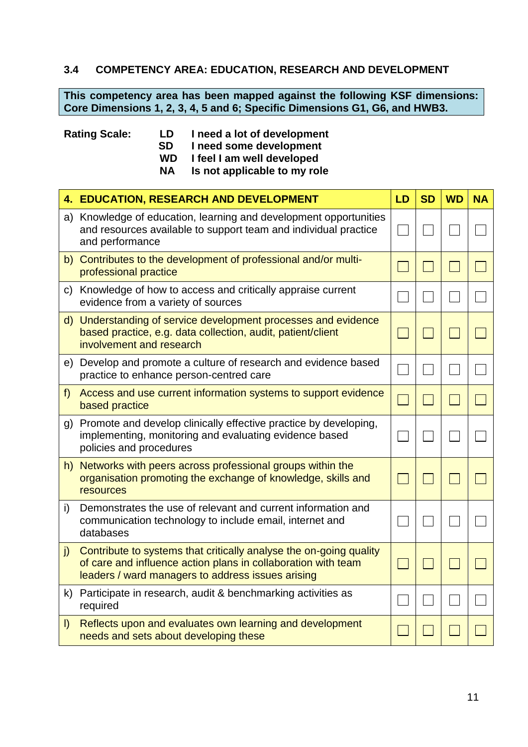### 3.4 COMPETENCY AREA: EDUCATION, RESEARCH AND DEVELOPMENT

**This competency area has been mapped against the following KSF dimensions: Core Dimensions 1, 2, 3, 4, 5 and 6; Specific Dimensions G1, G6, and HWB3.**

**Rating Scale:**

| | |
|---|---|
| **LD** | **I need a lot of development** |
| **SD** | **I need some development** |
| **WD** | **I feel I am well developed** |
| **NA** | **Is not applicable to my role** |

| **4. EDUCATION, RESEARCH AND DEVELOPMENT** | **LD** | **SD** | **WD** | **NA** |
|---|---|---|---|---|
| a) Knowledge of education, learning and development opportunities and resources available to support team and individual practice and performance | ☐ | ☐ | ☐ | ☐ |
| b) Contributes to the development of professional and/or multi-professional practice | ☐ | ☐ | ☐ | ☐ |
| c) Knowledge of how to access and critically appraise current evidence from a variety of sources | ☐ | ☐ | ☐ | ☐ |
| d) Understanding of service development processes and evidence based practice, e.g. data collection, audit, patient/client involvement and research | ☐ | ☐ | ☐ | ☐ |
| e) Develop and promote a culture of research and evidence based practice to enhance person-centred care | ☐ | ☐ | ☐ | ☐ |
| f) Access and use current information systems to support evidence based practice | ☐ | ☐ | ☐ | ☐ |
| g) Promote and develop clinically effective practice by developing, implementing, monitoring and evaluating evidence based policies and procedures | ☐ | ☐ | ☐ | ☐ |
| h) Networks with peers across professional groups within the organisation promoting the exchange of knowledge, skills and resources | ☐ | ☐ | ☐ | ☐ |
| i) Demonstrates the use of relevant and current information and communication technology to include email, internet and databases | ☐ | ☐ | ☐ | ☐ |
| j) Contribute to systems that critically analyse the on-going quality of care and influence action plans in collaboration with team leaders / ward managers to address issues arising | ☐ | ☐ | ☐ | ☐ |
| k) Participate in research, audit & benchmarking activities as required | ☐ | ☐ | ☐ | ☐ |
| l) Reflects upon and evaluates own learning and development needs and sets about developing these | ☐ | ☐ | ☐ | ☐ |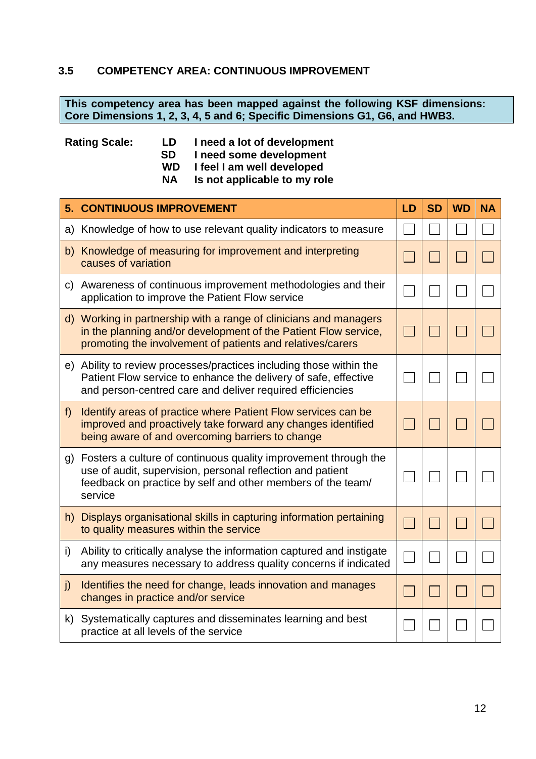### 3.5 COMPETENCY AREA: CONTINUOUS IMPROVEMENT

**This competency area has been mapped against the following KSF dimensions: Core Dimensions 1, 2, 3, 4, 5 and 6; Specific Dimensions G1, G6, and HWB3.**

**Rating Scale:**

- **LD** I need a lot of development
- **SD** I need some development
- **WD** I feel I am well developed
- **NA** Is not applicable to my role

| 5. CONTINUOUS IMPROVEMENT | LD | SD | WD | NA |
|---|---|---|---|---|
| a) Knowledge of how to use relevant quality indicators to measure | ☐ | ☐ | ☐ | ☐ |
| b) Knowledge of measuring for improvement and interpreting causes of variation | ☐ | ☐ | ☐ | ☐ |
| c) Awareness of continuous improvement methodologies and their application to improve the Patient Flow service | ☐ | ☐ | ☐ | ☐ |
| d) Working in partnership with a range of clinicians and managers in the planning and/or development of the Patient Flow service, promoting the involvement of patients and relatives/carers | ☐ | ☐ | ☐ | ☐ |
| e) Ability to review processes/practices including those within the Patient Flow service to enhance the delivery of safe, effective and person-centred care and deliver required efficiencies | ☐ | ☐ | ☐ | ☐ |
| f) Identify areas of practice where Patient Flow services can be improved and proactively take forward any changes identified being aware of and overcoming barriers to change | ☐ | ☐ | ☐ | ☐ |
| g) Fosters a culture of continuous quality improvement through the use of audit, supervision, personal reflection and patient feedback on practice by self and other members of the team/ service | ☐ | ☐ | ☐ | ☐ |
| h) Displays organisational skills in capturing information pertaining to quality measures within the service | ☐ | ☐ | ☐ | ☐ |
| i) Ability to critically analyse the information captured and instigate any measures necessary to address quality concerns if indicated | ☐ | ☐ | ☐ | ☐ |
| j) Identifies the need for change, leads innovation and manages changes in practice and/or service | ☐ | ☐ | ☐ | ☐ |
| k) Systematically captures and disseminates learning and best practice at all levels of the service | ☐ | ☐ | ☐ | ☐ |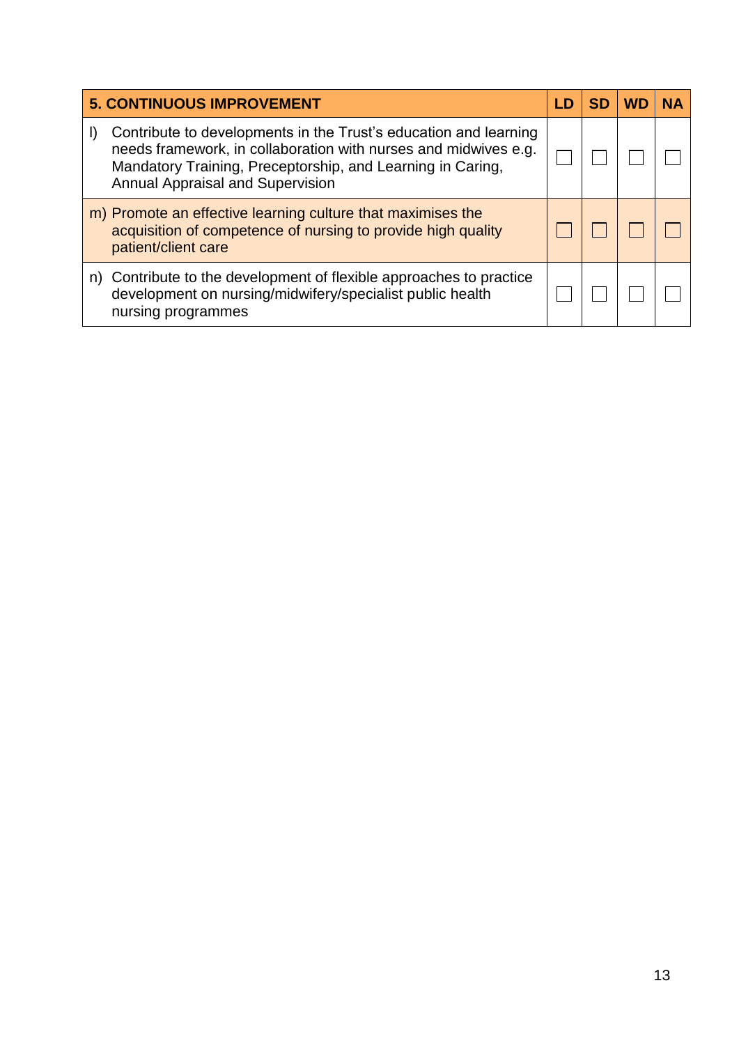| 5. CONTINUOUS IMPROVEMENT | LD | SD | WD | NA |
|---|---|---|---|---|
| l) Contribute to developments in the Trust's education and learning needs framework, in collaboration with nurses and midwives e.g. Mandatory Training, Preceptorship, and Learning in Caring, Annual Appraisal and Supervision | ☐ | ☐ | ☐ | ☐ |
| m) Promote an effective learning culture that maximises the acquisition of competence of nursing to provide high quality patient/client care | ☐ | ☐ | ☐ | ☐ |
| n) Contribute to the development of flexible approaches to practice development on nursing/midwifery/specialist public health nursing programmes | ☐ | ☐ | ☐ | ☐ |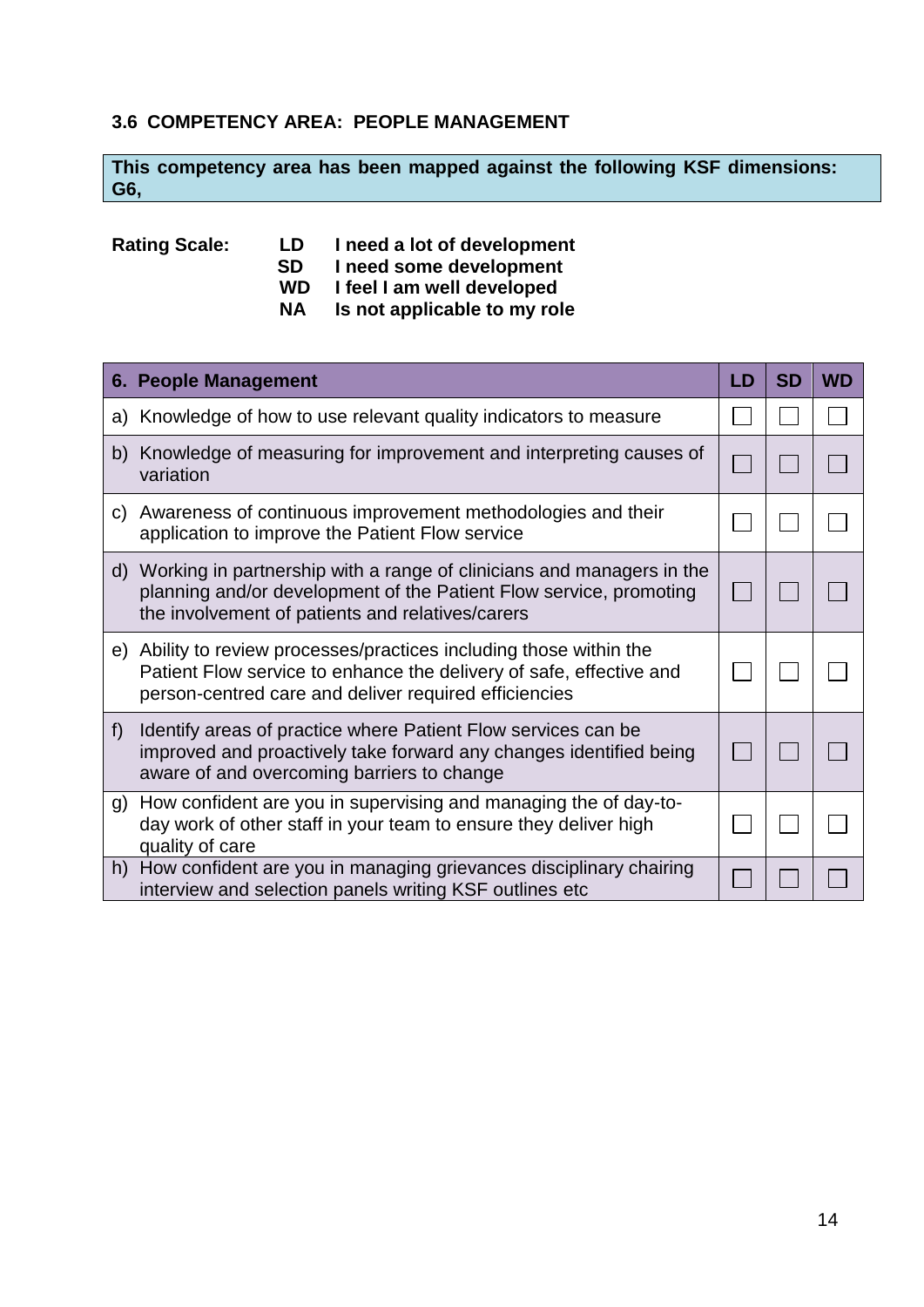### 3.6 COMPETENCY AREA: PEOPLE MANAGEMENT

**This competency area has been mapped against the following KSF dimensions: G6,**

**Rating Scale:**
- **LD** I need a lot of development
- **SD** I need some development
- **WD** I feel I am well developed
- **NA** Is not applicable to my role

| 6. People Management | LD | SD | WD |
|---|---|---|---|
| a) Knowledge of how to use relevant quality indicators to measure | ☐ | ☐ | ☐ |
| b) Knowledge of measuring for improvement and interpreting causes of variation | ☐ | ☐ | ☐ |
| c) Awareness of continuous improvement methodologies and their application to improve the Patient Flow service | ☐ | ☐ | ☐ |
| d) Working in partnership with a range of clinicians and managers in the planning and/or development of the Patient Flow service, promoting the involvement of patients and relatives/carers | ☐ | ☐ | ☐ |
| e) Ability to review processes/practices including those within the Patient Flow service to enhance the delivery of safe, effective and person-centred care and deliver required efficiencies | ☐ | ☐ | ☐ |
| f) Identify areas of practice where Patient Flow services can be improved and proactively take forward any changes identified being aware of and overcoming barriers to change | ☐ | ☐ | ☐ |
| g) How confident are you in supervising and managing the of day-to-day work of other staff in your team to ensure they deliver high quality of care | ☐ | ☐ | ☐ |
| h) How confident are you in managing grievances disciplinary chairing interview and selection panels writing KSF outlines etc | ☐ | ☐ | ☐ |